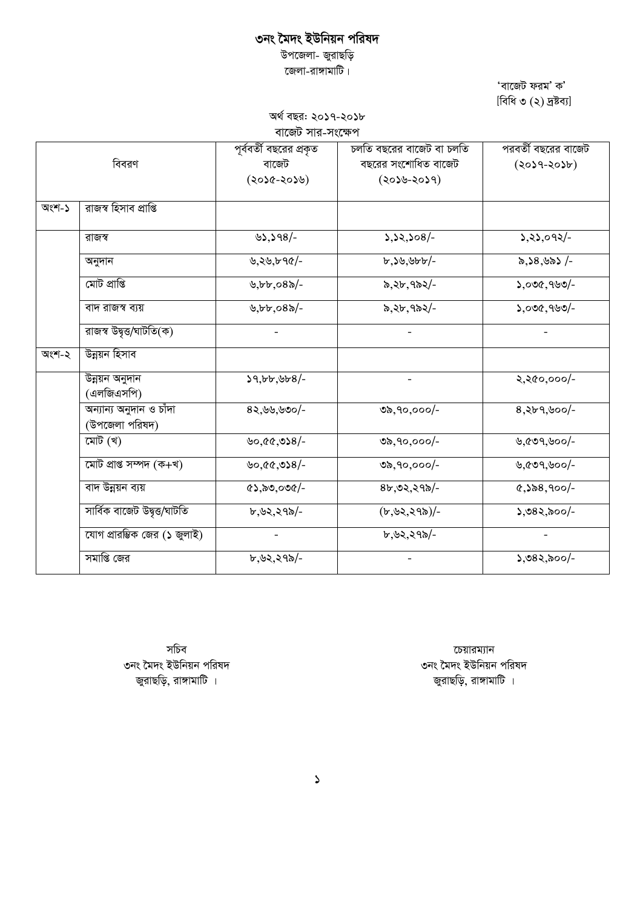# ৩নং মৈদং ইউনিয়ন পরিষদ

উপজেলা- জুরাছড়ি

জেলা-রাঙ্গামাটি।

'বাজেট ফরম' ক'

[বিধি ৩ (২) দ্রষ্টব্য]

অর্থ বছর: ২০১৭-২০১৮

বাজেট সার-সংক্ষেপ

| বিবরণ | | পূর্ববর্তী বছরের প্রকৃত বাজেট (২০১৫-২০১৬) | চলতি বছরের বাজেট বা চলতি বছরের সংশোধিত বাজেট (২০১৬-২০১৭) | পরবর্তী বছরের বাজেট (২০১৭-২০১৮) |
|---|---|---|---|---|
| অংশ-১ | রাজস্ব হিসাব প্রাপ্তি | | | |
| | রাজস্ব | ৬১,১৭৪/- | ১,১২,১০৪/- | ১,২১,০৭২/- |
| | অনুদান | ৬,২৬,৮৭৫/- | ৮,১৬,৬৮৮/- | ৯,১৪,৬৯১ /- |
| | মোট প্রাপ্তি | ৬,৮৮,০৪৯/- | ৯,২৮,৭৯২/- | ১,০৩৫,৭৬৩/- |
| | বাদ রাজস্ব ব্যয় | ৬,৮৮,০৪৯/- | ৯,২৮,৭৯২/- | ১,০৩৫,৭৬৩/- |
| | রাজস্ব উদ্বৃত্ত/ঘাটতি(ক) | - | - | - |
| অংশ-২ | উন্নয়ন হিসাব | | | |
| | উন্নয়ন অনুদান (এলজিএসপি) | ১৭,৮৮,৬৮৪/- | - | ২,২৫০,০০০/- |
| | অন্যান্য অনুদান ও চাঁদা (উপজেলা পরিষদ) | ৪২,৬৬,৬৩০/- | ৩৯,৭০,০০০/- | ৪,২৮৭,৬০০/- |
| | মোট (খ) | ৬০,৫৫,৩১৪/- | ৩৯,৭০,০০০/- | ৬,৫৩৭,৬০০/- |
| | মোট প্রাপ্ত সম্পদ (ক+খ) | ৬০,৫৫,৩১৪/- | ৩৯,৭০,০০০/- | ৬,৫৩৭,৬০০/- |
| | বাদ উন্নয়ন ব্যয় | ৫১,৯৩,০৩৫/- | ৪৮,৩২,২৭৯/- | ৫,১৯৪,৭০০/- |
| | সার্বিক বাজেট উদ্বৃত্ত/ঘাটতি | ৮,৬২,২৭৯/- | (৮,৬২,২৭৯)/- | ১,৩৪২,৯০০/- |
| | যোগ প্রারম্ভিক জের (১ জুলাই) | - | ৮,৬২,২৭৯/- | - |
| | সমাপ্তি জের | ৮,৬২,২৭৯/- | - | ১,৩৪২,৯০০/- |

সচিব
৩নং মৈদং ইউনিয়ন পরিষদ
জুরাছড়ি, রাঙ্গামাটি ।

চেয়ারম্যান
৩নং মৈদং ইউনিয়ন পরিষদ
জুরাছড়ি, রাঙ্গামাটি ।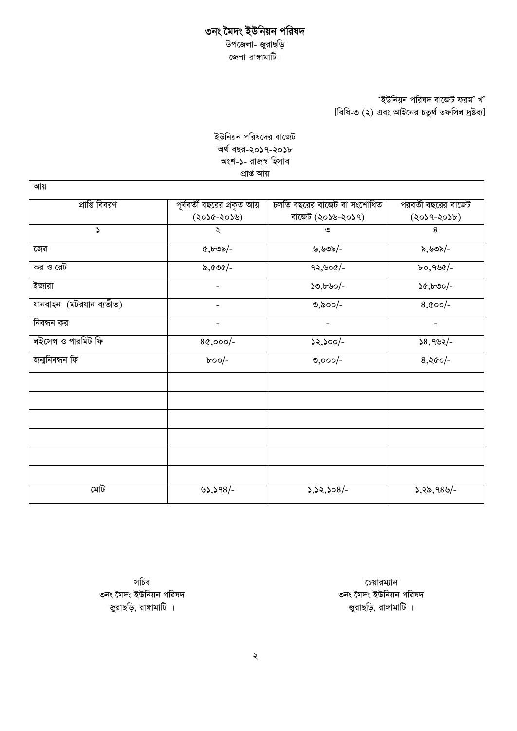# ৩নং মৈদং ইউনিয়ন পরিষদ

উপজেলা- জুরাছড়ি

জেলা-রাঙ্গামাটি।

'ইউনিয়ন পরিষদ বাজেট ফরম' খ'

[বিধি-৩ (২) এবং আইনের চতুর্থ তফসিল দ্রষ্টব্য]

ইউনিয়ন পরিষদের বাজেট

অর্থ বছর-২০১৭-২০১৮

অংশ-১- রাজস্ব হিসাব

প্রাপ্ত আয়

| আয় | | | |
|---|---|---|---|
| প্রাপ্তি বিবরণ | পূর্ববর্তী বছরের প্রকৃত আয় (২০১৫-২০১৬) | চলতি বছরের বাজেট বা সংশোধিত বাজেট (২০১৬-২০১৭) | পরবর্তী বছরের বাজেট (২০১৭-২০১৮) |
| ১ | ২ | ৩ | ৪ |
| জের | ৫,৮৩৯/- | ৬,৬৩৯/- | ৯,৬৩৯/- |
| কর ও রেট | ৯,৫৩৫/- | ৭২,৬০৫/- | ৮০,৭৬৫/- |
| ইজারা | - | ১৩,৮৬০/- | ১৫,৮৩০/- |
| যানবাহন (মটরযান ব্যতীত) | - | ৩,৯০০/- | ৪,৫০০/- |
| নিবন্ধন কর | - | - | - |
| লইসেন্স ও পারমিট ফি | ৪৫,০০০/- | ১২,১০০/- | ১৪,৭৬২/- |
| জন্মনিবন্ধন ফি | ৮০০/- | ৩,০০০/- | ৪,২৫০/- |
| | | | |
| | | | |
| | | | |
| | | | |
| | | | |
| | | | |
| মোট | ৬১,১৭৪/- | ১,১২,১০৪/- | ১,২৯,৭৪৬/- |

সচিব
৩নং মৈদং ইউনিয়ন পরিষদ
জুরাছড়ি, রাঙ্গামাটি ।

চেয়ারম্যান
৩নং মৈদং ইউনিয়ন পরিষদ
জুরাছড়ি, রাঙ্গামাটি ।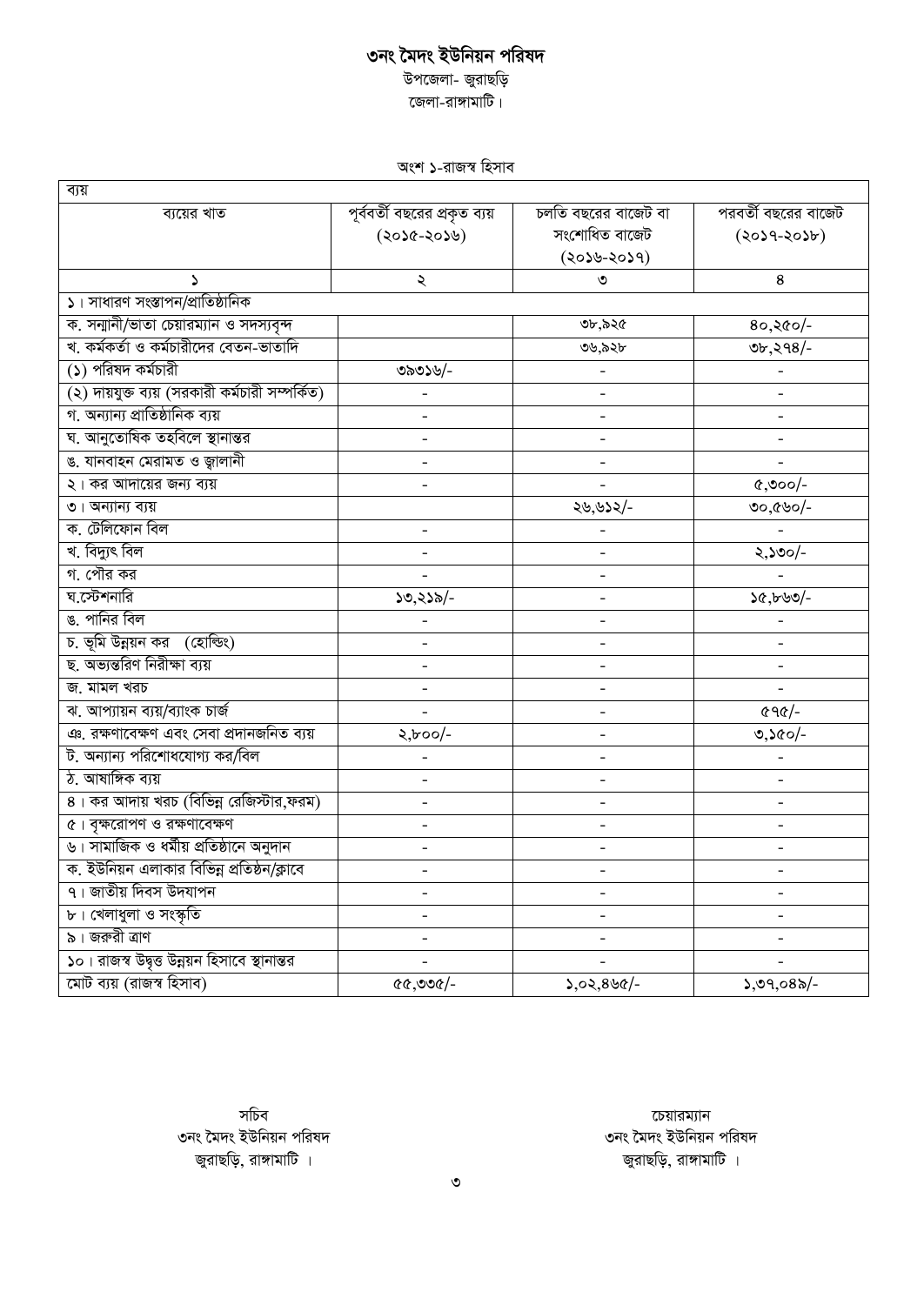# ৩নং মৈদং ইউনিয়ন পরিষদ

উপজেলা- জুরাছড়ি

জেলা-রাঙ্গামাটি।

অংশ ১-রাজস্ব হিসাব

| ব্যয় | | | |
|---|---|---|---|
| ব্যয়ের খাত | পূর্ববর্তী বছরের প্রকৃত ব্যয় (২০১৫-২০১৬) | চলতি বছরের বাজেট বা সংশোধিত বাজেট (২০১৬-২০১৭) | পরবর্তী বছরের বাজেট (২০১৭-২০১৮) |
| ১ | ২ | ৩ | ৪ |
| ১। সাধারণ সংস্থাপন/প্রাতিষ্ঠানিক | | | |
| ক. সন্মানী/ভাতা চেয়ারম্যান ও সদস্যবৃন্দ | | ৩৮,৯২৫ | ৪০,২৫০/- |
| খ. কর্মকর্তা ও কর্মচারীদের বেতন-ভাতাদি | | ৩৬,৯২৮ | ৩৮,২৭৪/- |
| (১) পরিষদ কর্মচারী | ৩৯৩১৬/- | - | - |
| (২) দায়যুক্ত ব্যয় (সরকারী কর্মচারী সম্পর্কিত) | - | - | - |
| গ. অন্যান্য প্রাতিষ্ঠানিক ব্যয় | - | - | - |
| ঘ. আনুতোষিক তহবিলে স্থানান্তর | - | - | - |
| ঙ. যানবাহন মেরামত ও জ্বালানী | - | - | - |
| ২। কর আদায়ের জন্য ব্যয় | - | - | ৫,৩০০/- |
| ৩। অন্যান্য ব্যয় | | ২৬,৬১২/- | ৩০,৫৬০/- |
| ক. টেলিফোন বিল | - | - | - |
| খ. বিদ্যুৎ বিল | - | - | ২,১৩০/- |
| গ. পৌর কর | - | - | - |
| ঘ.স্টেশনারি | ১৩,২১৯/- | - | ১৫,৮৬৩/- |
| ঙ. পানির বিল | - | - | - |
| চ. ভূমি উন্নয়ন কর (হোল্ডিং) | - | - | - |
| ছ. অভ্যন্তরিণ নিরীক্ষা ব্যয় | - | - | - |
| জ. মামল খরচ | - | - | - |
| ঝ. আপ্যায়ন ব্যয়/ব্যাংক চার্জ | - | - | ৫৭৫/- |
| ঞ. রক্ষণাবেক্ষণ এবং সেবা প্রদানজনিত ব্যয় | ২,৮০০/- | - | ৩,১৫০/- |
| ট. অন্যান্য পরিশোধযোগ্য কর/বিল | - | - | - |
| ঠ. আষাঙ্গিক ব্যয় | - | - | - |
| ৪। কর আদায় খরচ (বিভিন্ন রেজিস্টার,ফরম) | - | - | - |
| ৫। বৃক্ষরোপণ ও রক্ষণাবেক্ষণ | - | - | - |
| ৬। সামাজিক ও ধর্মীয় প্রতিষ্ঠানে অনুদান | - | - | - |
| ক. ইউনিয়ন এলাকার বিভিন্ন প্রতিষ্ঠন/ক্লাবে | - | - | - |
| ৭। জাতীয় দিবস উদযাপন | - | - | - |
| ৮। খেলাধুলা ও সংস্কৃতি | - | - | - |
| ৯। জরুরী ত্রাণ | - | - | - |
| ১০। রাজস্ব উদ্বৃত্ত উন্নয়ন হিসাবে স্থানান্তর | - | - | - |
| মোট ব্যয় (রাজস্ব হিসাব) | ৫৫,৩৩৫/- | ১,০২,৪৬৫/- | ১,৩৭,০৪৯/- |

সচিব
৩নং মৈদং ইউনিয়ন পরিষদ
জুরাছড়ি, রাঙ্গামাটি ।

চেয়ারম্যান
৩নং মৈদং ইউনিয়ন পরিষদ
জুরাছড়ি, রাঙ্গামাটি ।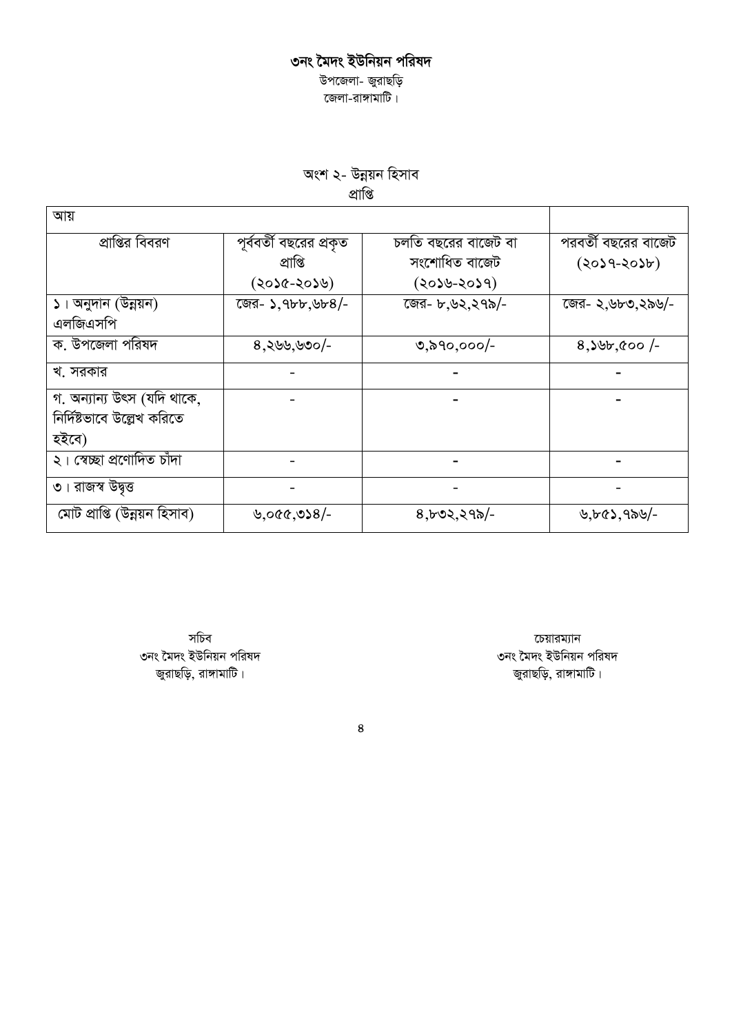**৩নং মৈদং ইউনিয়ন পরিষদ**

উপজেলা- জুরাছড়ি

জেলা-রাঙ্গামাটি।

অংশ ২- উন্নয়ন হিসাব

প্রাপ্তি

| আয় | | | |
|---|---|---|---|
| প্রাপ্তির বিবরণ | পূর্ববর্তী বছরের প্রকৃত প্রাপ্তি (২০১৫-২০১৬) | চলতি বছরের বাজেট বা সংশোধিত বাজেট (২০১৬-২০১৭) | পরবর্তী বছরের বাজেট (২০১৭-২০১৮) |
| ১। অনুদান (উন্নয়ন) এলজিএসপি | জের- ১,৭৮৮,৬৮৪/- | জের- ৮,৬২,২৭৯/- | জের- ২,৬৮৩,২৯৬/- |
| ক. উপজেলা পরিষদ | ৪,২৬৬,৬৩০/- | ৩,৯৭০,০০০/- | ৪,১৬৮,৫০০ /- |
| খ. সরকার | - | - | - |
| গ. অন্যান্য উৎস (যদি থাকে, নির্দিষ্টভাবে উল্লেখ করিতে হইবে) | - | - | - |
| ২। স্বেচ্ছা প্রণোদিত চাঁদা | - | - | - |
| ৩। রাজস্ব উদ্বৃত্ত | - | - | - |
| মোট প্রাপ্তি (উন্নয়ন হিসাব) | ৬,০৫৫,৩১৪/- | ৪,৮৩২,২৭৯/- | ৬,৮৫১,৭৯৬/- |

সচিব
৩নং মৈদং ইউনিয়ন পরিষদ
জুরাছড়ি, রাঙ্গামাটি।

চেয়ারম্যান
৩নং মৈদং ইউনিয়ন পরিষদ
জুরাছড়ি, রাঙ্গামাটি।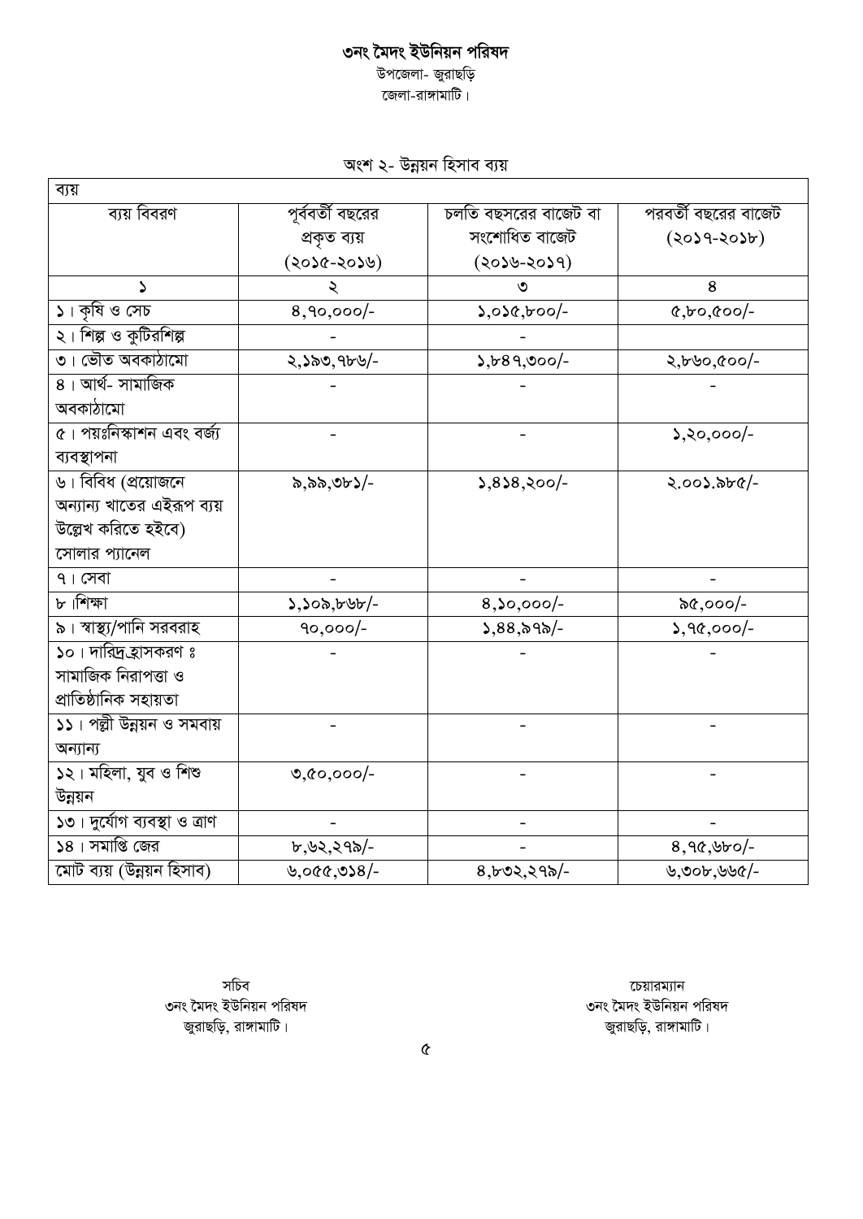# ৩নং মৈদং ইউনিয়ন পরিষদ

উপজেলা- জুরাছড়ি

জেলা-রাঙ্গামাটি।

## অংশ ২- উন্নয়ন হিসাব ব্যয়

| ব্যয় | | | |
|---|---|---|---|
| ব্যয় বিবরণ | পূর্ববর্তী বছরের প্রকৃত ব্যয় (২০১৫-২০১৬) | চলতি বছসরের বাজেট বা সংশোধিত বাজেট (২০১৬-২০১৭) | পরবর্তী বছরের বাজেট (২০১৭-২০১৮) |
| ১ | ২ | ৩ | ৪ |
| ১। কৃষি ও সেচ | ৪,৭০,০০০/- | ১,০১৫,৮০০/- | ৫,৮০,৫০০/- |
| ২। শিল্প ও কুটিরশিল্প | - | - | |
| ৩। ভৌত অবকাঠামো | ২,১৯৩,৭৮৬/- | ১,৮৪৭,৩০০/- | ২,৮৬০,৫০০/- |
| ৪। আর্থ- সামাজিক অবকাঠামো | - | - | - |
| ৫। পয়ঃনিস্কাশন এবং বর্জ্য ব্যবস্থাপনা | - | - | ১,২০,০০০/- |
| ৬। বিবিধ (প্রয়োজনে অন্যান্য খাতের এইরূপ ব্যয় উল্লেখ করিতে হইবে) সোলার প্যানেল | ৯,৯৯,৩৮১/- | ১,৪১৪,২০০/- | ২.০০১.৯৮৫/- |
| ৭। সেবা | - | - | - |
| ৮।শিক্ষা | ১,১০৯,৮৬৮/- | ৪,১০,০০০/- | ৯৫,০০০/- |
| ৯। স্বাস্থ্য/পানি সরবরাহ | ৭০,০০০/- | ১,৪৪,৯৭৯/- | ১,৭৫,০০০/- |
| ১০। দারিদ্র হ্রাসকরণ ঃ সামাজিক নিরাপত্তা ও প্রাতিষ্ঠানিক সহায়তা | - | - | - |
| ১১। পল্লী উন্নয়ন ও সমবায় অন্যান্য | - | - | - |
| ১২। মহিলা, যুব ও শিশু উন্নয়ন | ৩,৫০,০০০/- | - | - |
| ১৩। দুর্যোগ ব্যবস্থা ও ত্রাণ | - | - | - |
| ১৪। সমাপ্তি জের | ৮,৬২,২৭৯/- | - | ৪,৭৫,৬৮০/- |
| মোট ব্যয় (উন্নয়ন হিসাব) | ৬,০৫৫,৩১৪/- | ৪,৮৩২,২৭৯/- | ৬,৩০৮,৬৬৫/- |

সচিব
৩নং মৈদং ইউনিয়ন পরিষদ
জুরাছড়ি, রাঙ্গামাটি।

চেয়ারম্যান
৩নং মৈদং ইউনিয়ন পরিষদ
জুরাছড়ি, রাঙ্গামাটি।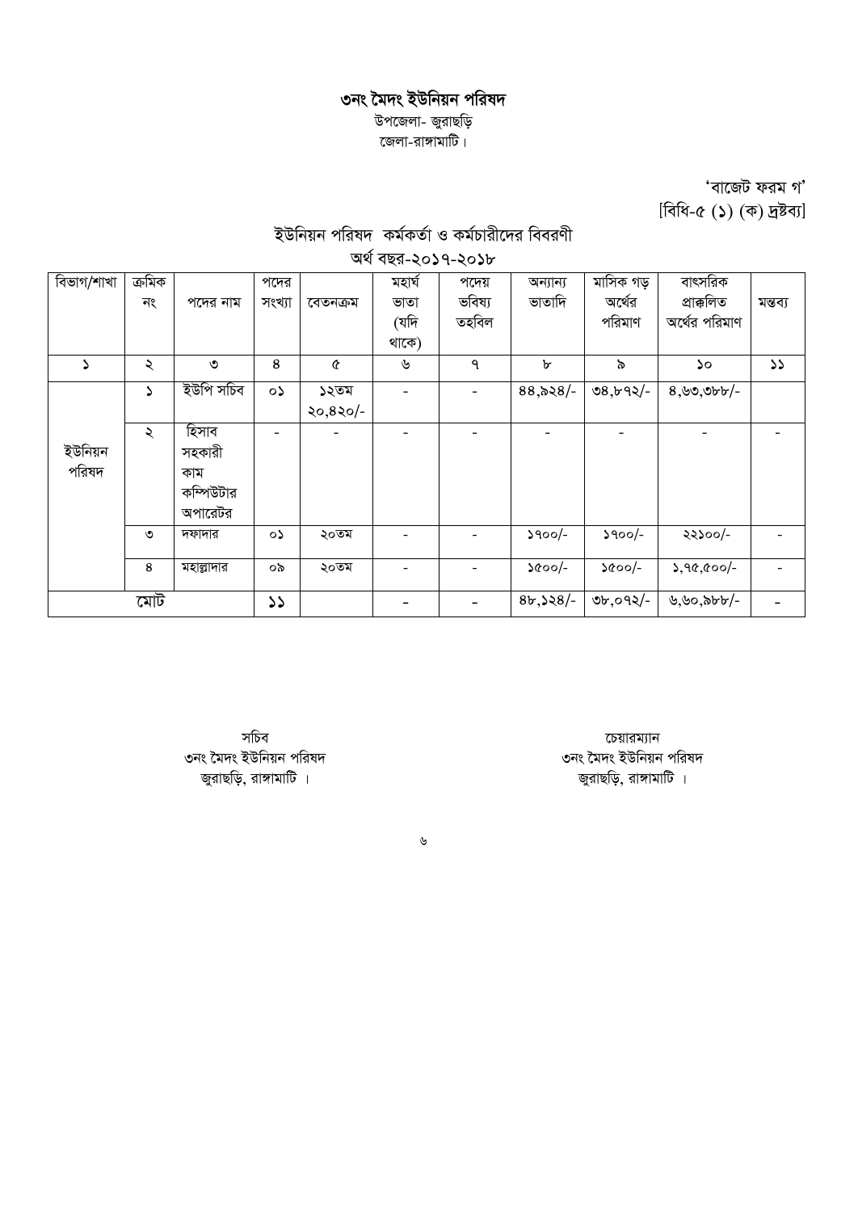# ৩নং মৈদং ইউনিয়ন পরিষদ

উপজেলা- জুরাছড়ি
জেলা-রাঙ্গামাটি।

'বাজেট ফরম গ'
[বিধি-৫ (১) (ক) দ্রষ্টব্য]

## ইউনিয়ন পরিষদ কর্মকর্তা ও কর্মচারীদের বিবরণী

অর্থ বছর-২০১৭-২০১৮

| বিভাগ/শাখা | ক্রমিক নং | পদের নাম | পদের সংখ্যা | বেতনক্রম | মহার্ঘ ভাতা (যদি থাকে) | পদেয় ভবিষ্য তহবিল | অন্যান্য ভাতাদি | মাসিক গড় অর্থের পরিমাণ | বাৎসরিক প্রাক্কলিত অর্থের পরিমাণ | মন্তব্য |
|---|---|---|---|---|---|---|---|---|---|---|
| ১ | ২ | ৩ | ৪ | ৫ | ৬ | ৭ | ৮ | ৯ | ১০ | ১১ |
| ইউনিয়ন পরিষদ | ১ | ইউপি সচিব | ০১ | ১২তম ২০,৪২০/- | - | - | ৪৪,৯২৪/- | ৩৪,৮৭২/- | ৪,৬৩,৩৮৮/- | |
| | ২ | হিসাব সহকারী কাম কম্পিউটার অপারেটর | - | - | - | - | - | - | - | - |
| | ৩ | দফাদার | ০১ | ২০তম | - | - | ১৭০০/- | ১৭০০/- | ২২১০০/- | - |
| | ৪ | মহাল্লাদার | ০৯ | ২০তম | - | - | ১৫০০/- | ১৫০০/- | ১,৭৫,৫০০/- | - |
| মোট | | | ১১ | | - | - | ৪৮,১২৪/- | ৩৮,০৭২/- | ৬,৬০,৯৮৮/- | - |

সচিব
৩নং মৈদং ইউনিয়ন পরিষদ
জুরাছড়ি, রাঙ্গামাটি ।

চেয়ারম্যান
৩নং মৈদং ইউনিয়ন পরিষদ
জুরাছড়ি, রাঙ্গামাটি ।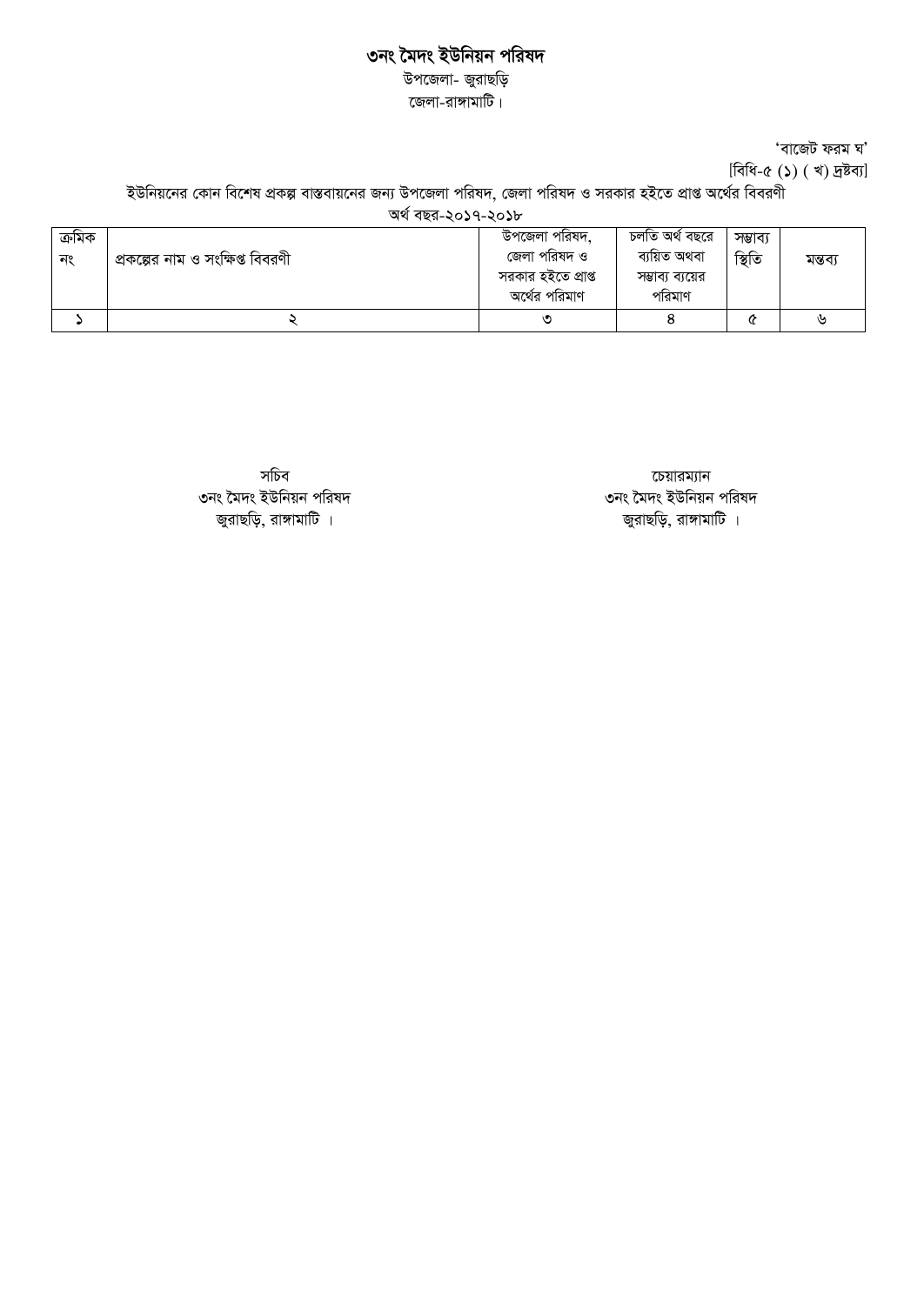# ৩নং মৈদং ইউনিয়ন পরিষদ

উপজেলা- জুরাছড়ি

জেলা-রাঙ্গামাটি।

'বাজেট ফরম ঘ'

[বিধি-৫ (১) ( খ) দ্রষ্টব্য]

ইউনিয়নের কোন বিশেষ প্রকল্প বাস্তবায়নের জন্য উপজেলা পরিষদ, জেলা পরিষদ ও সরকার হইতে প্রাপ্ত অর্থের বিবরণী

অর্থ বছর-২০১৭-২০১৮

| ক্রমিক নং | প্রকল্পের নাম ও সংক্ষিপ্ত বিবরণী | উপজেলা পরিষদ, জেলা পরিষদ ও সরকার হইতে প্রাপ্ত অর্থের পরিমাণ | চলতি অর্থ বছরে ব্যয়িত অথবা সম্ভাব্য ব্যয়ের পরিমাণ | সম্ভাব্য স্থিতি | মন্তব্য |
|---|---|---|---|---|---|
| ১ | ২ | ৩ | ৪ | ৫ | ৬ |

সচিব
৩নং মৈদং ইউনিয়ন পরিষদ
জুরাছড়ি, রাঙ্গামাটি ।

চেয়ারম্যান
৩নং মৈদং ইউনিয়ন পরিষদ
জুরাছড়ি, রাঙ্গামাটি ।